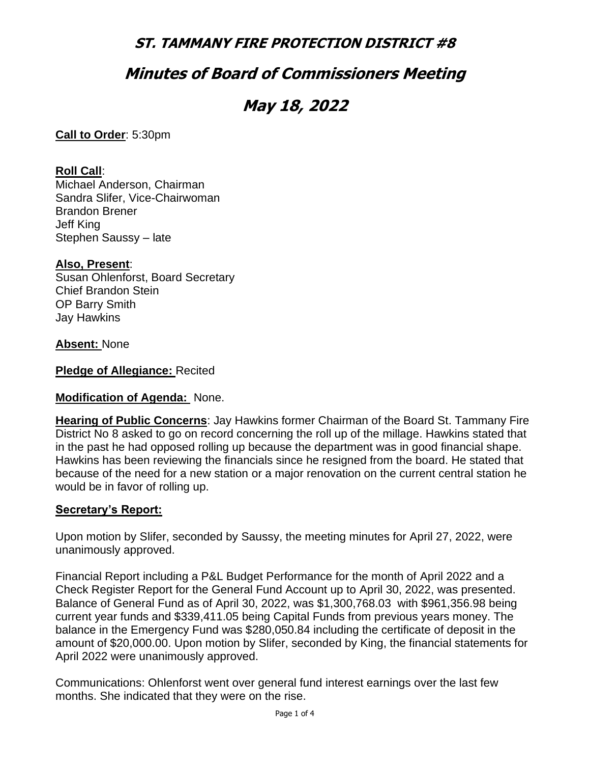# ST. TAMMANY FIRE PROTECTION DISTRICT #8

# Minutes of Board of Commissioners Meeting

# May 18, 2022

**Call to Order**: 5:30pm

**Roll Call**:
Michael Anderson, Chairman
Sandra Slifer, Vice-Chairwoman
Brandon Brener
Jeff King
Stephen Saussy – late

**Also, Present**:
Susan Ohlenforst, Board Secretary
Chief Brandon Stein
OP Barry Smith
Jay Hawkins

**Absent:** None

**Pledge of Allegiance:** Recited

**Modification of Agenda:** None.

**Hearing of Public Concerns**: Jay Hawkins former Chairman of the Board St. Tammany Fire District No 8 asked to go on record concerning the roll up of the millage. Hawkins stated that in the past he had opposed rolling up because the department was in good financial shape. Hawkins has been reviewing the financials since he resigned from the board. He stated that because of the need for a new station or a major renovation on the current central station he would be in favor of rolling up.

**Secretary's Report:**

Upon motion by Slifer, seconded by Saussy, the meeting minutes for April 27, 2022, were unanimously approved.

Financial Report including a P&L Budget Performance for the month of April 2022 and a Check Register Report for the General Fund Account up to April 30, 2022, was presented. Balance of General Fund as of April 30, 2022, was $1,300,768.03 with $961,356.98 being current year funds and $339,411.05 being Capital Funds from previous years money. The balance in the Emergency Fund was $280,050.84 including the certificate of deposit in the amount of $20,000.00. Upon motion by Slifer, seconded by King, the financial statements for April 2022 were unanimously approved.

Communications: Ohlenforst went over general fund interest earnings over the last few months. She indicated that they were on the rise.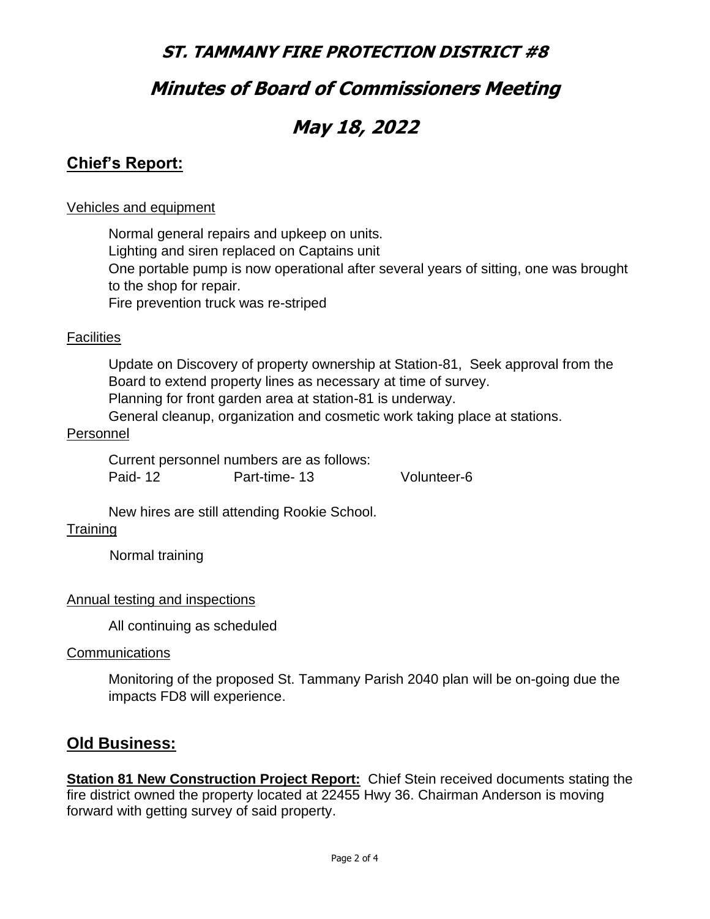# ST. TAMMANY FIRE PROTECTION DISTRICT #8

# Minutes of Board of Commissioners Meeting

# May 18, 2022

## Chief's Report:

Vehicles and equipment

Normal general repairs and upkeep on units.
Lighting and siren replaced on Captains unit
One portable pump is now operational after several years of sitting, one was brought to the shop for repair.
Fire prevention truck was re-striped

Facilities

Update on Discovery of property ownership at Station-81, Seek approval from the Board to extend property lines as necessary at time of survey.
Planning for front garden area at station-81 is underway.
General cleanup, organization and cosmetic work taking place at stations.

Personnel

Current personnel numbers are as follows:

| Paid- 12 | Part-time- 13 | Volunteer-6 |
|---|---|---|

New hires are still attending Rookie School.

Training

Normal training

Annual testing and inspections

All continuing as scheduled

Communications

Monitoring of the proposed St. Tammany Parish 2040 plan will be on-going due the impacts FD8 will experience.

## Old Business:

**Station 81 New Construction Project Report:** Chief Stein received documents stating the fire district owned the property located at 22455 Hwy 36. Chairman Anderson is moving forward with getting survey of said property.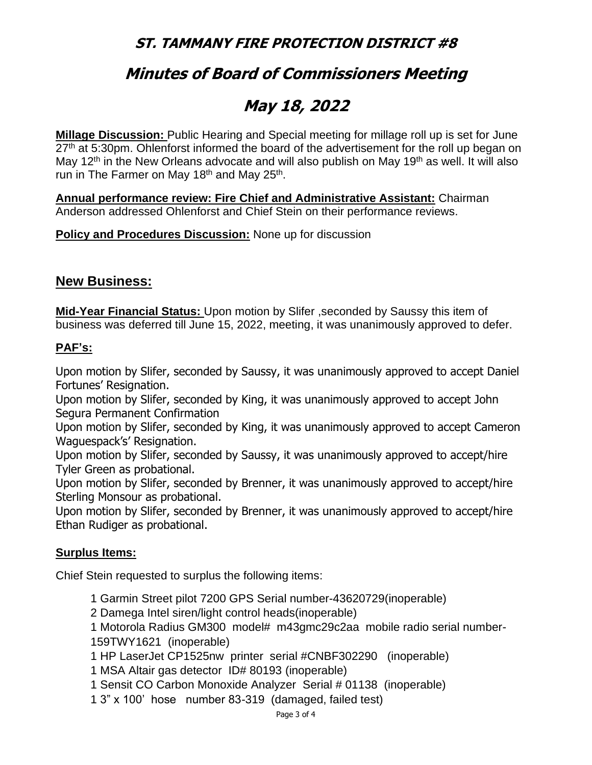# ST. TAMMANY FIRE PROTECTION DISTRICT #8

# Minutes of Board of Commissioners Meeting

# May 18, 2022

**Millage Discussion:** Public Hearing and Special meeting for millage roll up is set for June 27th at 5:30pm. Ohlenforst informed the board of the advertisement for the roll up began on May 12th in the New Orleans advocate and will also publish on May 19th as well. It will also run in The Farmer on May 18th and May 25th.

**Annual performance review: Fire Chief and Administrative Assistant:** Chairman Anderson addressed Ohlenforst and Chief Stein on their performance reviews.

**Policy and Procedures Discussion:** None up for discussion

## New Business:

**Mid-Year Financial Status:** Upon motion by Slifer ,seconded by Saussy this item of business was deferred till June 15, 2022, meeting, it was unanimously approved to defer.

### PAF's:

Upon motion by Slifer, seconded by Saussy, it was unanimously approved to accept Daniel Fortunes' Resignation.
Upon motion by Slifer, seconded by King, it was unanimously approved to accept John Segura Permanent Confirmation
Upon motion by Slifer, seconded by King, it was unanimously approved to accept Cameron Waguespack's' Resignation.
Upon motion by Slifer, seconded by Saussy, it was unanimously approved to accept/hire Tyler Green as probational.
Upon motion by Slifer, seconded by Brenner, it was unanimously approved to accept/hire Sterling Monsour as probational.
Upon motion by Slifer, seconded by Brenner, it was unanimously approved to accept/hire Ethan Rudiger as probational.

### Surplus Items:

Chief Stein requested to surplus the following items:

1 Garmin Street pilot 7200 GPS Serial number-43620729(inoperable)
2 Damega Intel siren/light control heads(inoperable)
1 Motorola Radius GM300 model# m43gmc29c2aa mobile radio serial number-159TWY1621 (inoperable)
1 HP LaserJet CP1525nw printer serial #CNBF302290 (inoperable)
1 MSA Altair gas detector ID# 80193 (inoperable)
1 Sensit CO Carbon Monoxide Analyzer Serial # 01138 (inoperable)
1 3" x 100' hose number 83-319 (damaged, failed test)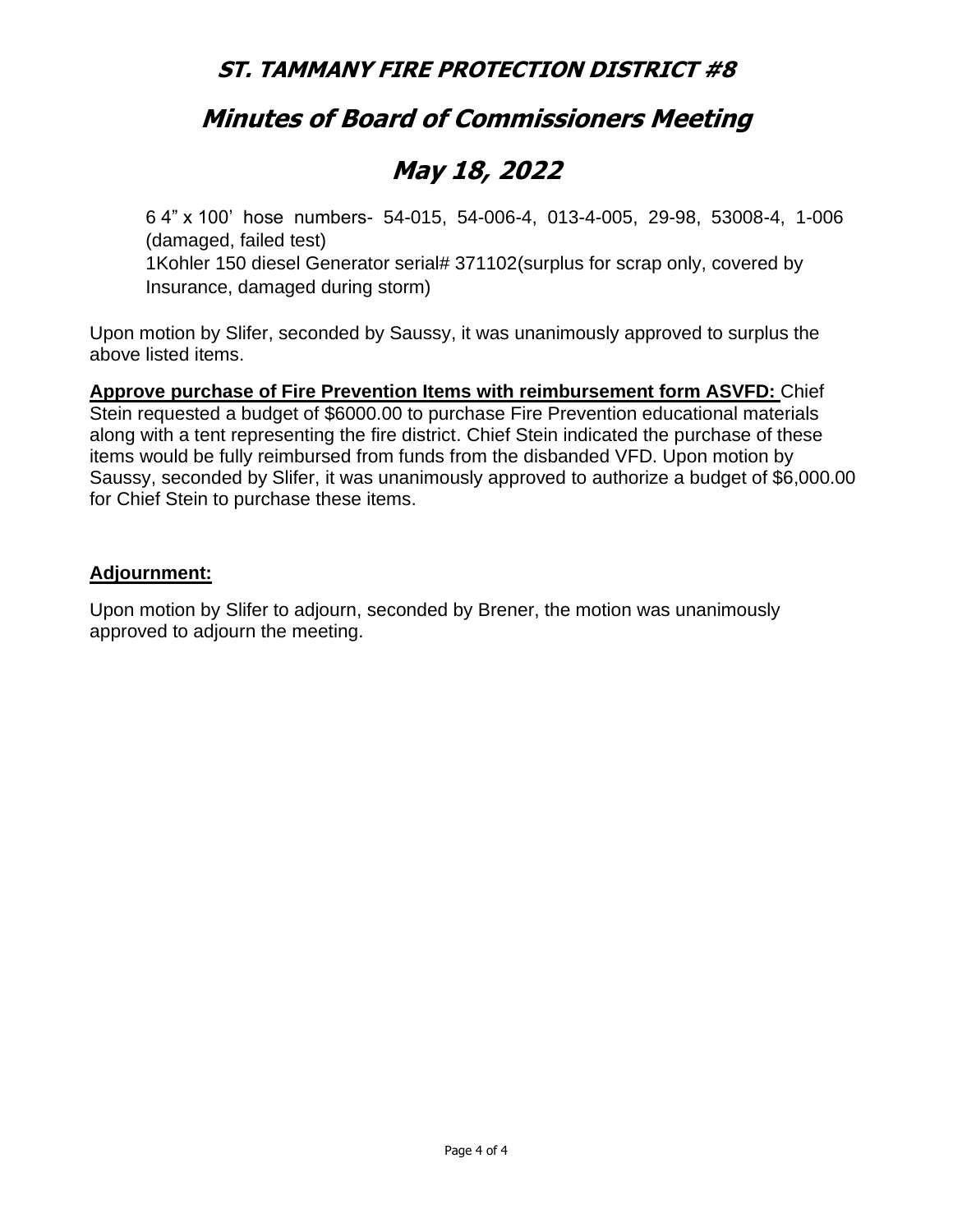# ST. TAMMANY FIRE PROTECTION DISTRICT #8

# Minutes of Board of Commissioners Meeting

# May 18, 2022

6 4" x 100' hose numbers- 54-015, 54-006-4, 013-4-005, 29-98, 53008-4, 1-006 (damaged, failed test)
1Kohler 150 diesel Generator serial# 371102(surplus for scrap only, covered by Insurance, damaged during storm)

Upon motion by Slifer, seconded by Saussy, it was unanimously approved to surplus the above listed items.

**Approve purchase of Fire Prevention Items with reimbursement form ASVFD:** Chief Stein requested a budget of $6000.00 to purchase Fire Prevention educational materials along with a tent representing the fire district. Chief Stein indicated the purchase of these items would be fully reimbursed from funds from the disbanded VFD. Upon motion by Saussy, seconded by Slifer, it was unanimously approved to authorize a budget of $6,000.00 for Chief Stein to purchase these items.

**Adjournment:**

Upon motion by Slifer to adjourn, seconded by Brener, the motion was unanimously approved to adjourn the meeting.